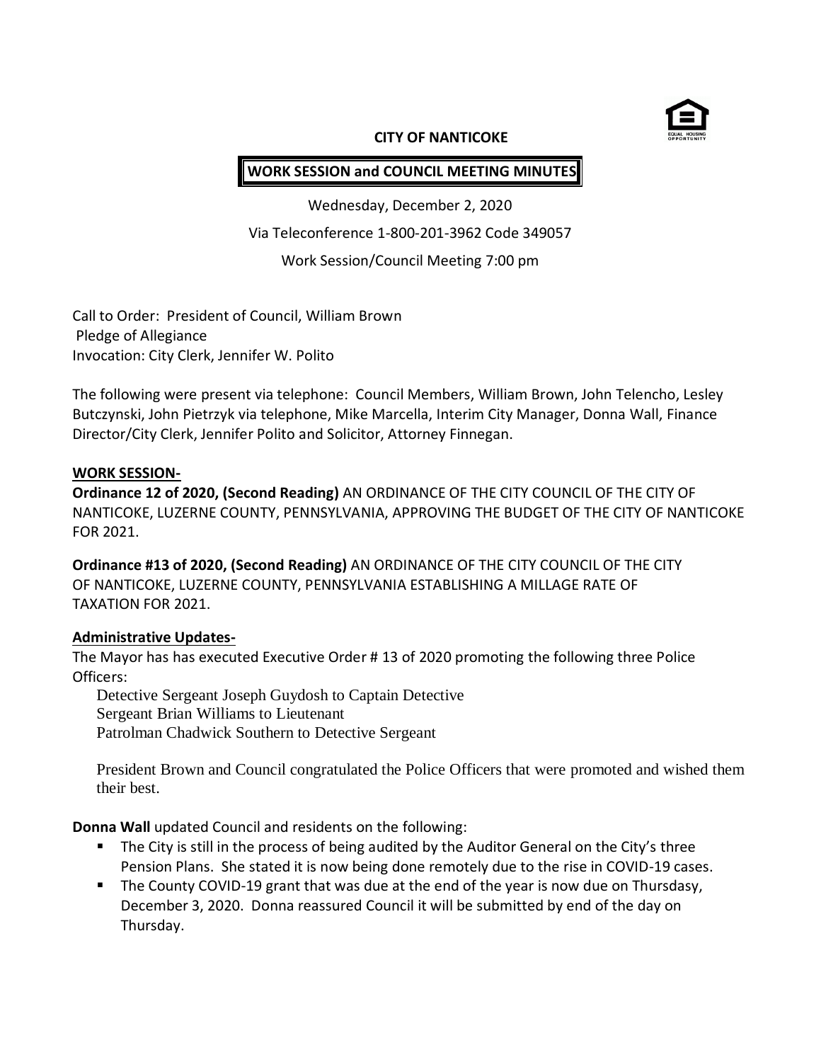**CITY OF NANTICOKE**

**WORK SESSION and COUNCIL MEETING MINUTES**

Wednesday, December 2, 2020

Via Teleconference 1-800-201-3962 Code 349057

Work Session/Council Meeting 7:00 pm

Call to Order: President of Council, William Brown
Pledge of Allegiance
Invocation: City Clerk, Jennifer W. Polito

The following were present via telephone: Council Members, William Brown, John Telencho, Lesley Butczynski, John Pietrzyk via telephone, Mike Marcella, Interim City Manager, Donna Wall, Finance Director/City Clerk, Jennifer Polito and Solicitor, Attorney Finnegan.

**WORK SESSION-**

**Ordinance 12 of 2020, (Second Reading)** AN ORDINANCE OF THE CITY COUNCIL OF THE CITY OF NANTICOKE, LUZERNE COUNTY, PENNSYLVANIA, APPROVING THE BUDGET OF THE CITY OF NANTICOKE FOR 2021.

**Ordinance #13 of 2020, (Second Reading)** AN ORDINANCE OF THE CITY COUNCIL OF THE CITY OF NANTICOKE, LUZERNE COUNTY, PENNSYLVANIA ESTABLISHING A MILLAGE RATE OF TAXATION FOR 2021.

**Administrative Updates-**

The Mayor has has executed Executive Order # 13 of 2020 promoting the following three Police Officers:

Detective Sergeant Joseph Guydosh to Captain Detective
Sergeant Brian Williams to Lieutenant
Patrolman Chadwick Southern to Detective Sergeant

President Brown and Council congratulated the Police Officers that were promoted and wished them their best.

**Donna Wall** updated Council and residents on the following:

- The City is still in the process of being audited by the Auditor General on the City's three Pension Plans. She stated it is now being done remotely due to the rise in COVID-19 cases.
- The County COVID-19 grant that was due at the end of the year is now due on Thursdasy, December 3, 2020. Donna reassured Council it will be submitted by end of the day on Thursday.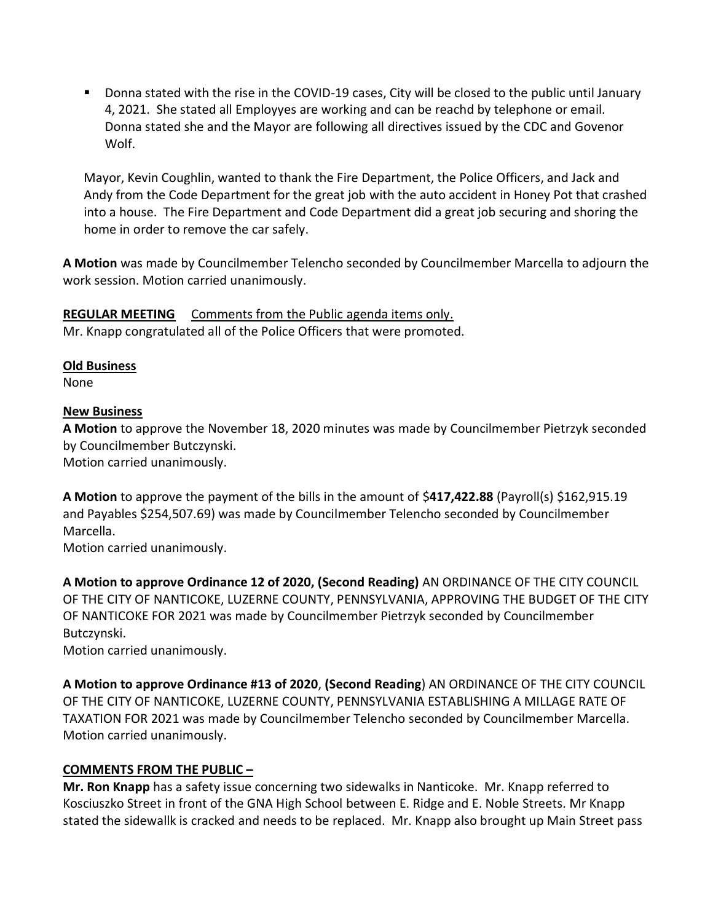- Donna stated with the rise in the COVID-19 cases, City will be closed to the public until January 4, 2021. She stated all Employyes are working and can be reachd by telephone or email. Donna stated she and the Mayor are following all directives issued by the CDC and Govenor Wolf.

Mayor, Kevin Coughlin, wanted to thank the Fire Department, the Police Officers, and Jack and Andy from the Code Department for the great job with the auto accident in Honey Pot that crashed into a house. The Fire Department and Code Department did a great job securing and shoring the home in order to remove the car safely.

**A Motion** was made by Councilmember Telencho seconded by Councilmember Marcella to adjourn the work session. Motion carried unanimously.

**<u>REGULAR MEETING</u>** <u>Comments from the Public agenda items only.</u>
Mr. Knapp congratulated all of the Police Officers that were promoted.

**<u>Old Business</u>**
None

**<u>New Business</u>**
**A Motion** to approve the November 18, 2020 minutes was made by Councilmember Pietrzyk seconded by Councilmember Butczynski.
Motion carried unanimously.

**A Motion** to approve the payment of the bills in the amount of $**417,422.88** (Payroll(s) $162,915.19 and Payables $254,507.69) was made by Councilmember Telencho seconded by Councilmember Marcella.
Motion carried unanimously.

**A Motion to approve Ordinance 12 of 2020, (Second Reading)** AN ORDINANCE OF THE CITY COUNCIL OF THE CITY OF NANTICOKE, LUZERNE COUNTY, PENNSYLVANIA, APPROVING THE BUDGET OF THE CITY OF NANTICOKE FOR 2021 was made by Councilmember Pietrzyk seconded by Councilmember Butczynski.
Motion carried unanimously.

**A Motion to approve Ordinance #13 of 2020**, **(Second Reading**) AN ORDINANCE OF THE CITY COUNCIL OF THE CITY OF NANTICOKE, LUZERNE COUNTY, PENNSYLVANIA ESTABLISHING A MILLAGE RATE OF TAXATION FOR 2021 was made by Councilmember Telencho seconded by Councilmember Marcella.
Motion carried unanimously.

**<u>COMMENTS FROM THE PUBLIC –</u>**
**Mr. Ron Knapp** has a safety issue concerning two sidewalks in Nanticoke. Mr. Knapp referred to Kosciuszko Street in front of the GNA High School between E. Ridge and E. Noble Streets. Mr Knapp stated the sidewallk is cracked and needs to be replaced. Mr. Knapp also brought up Main Street pass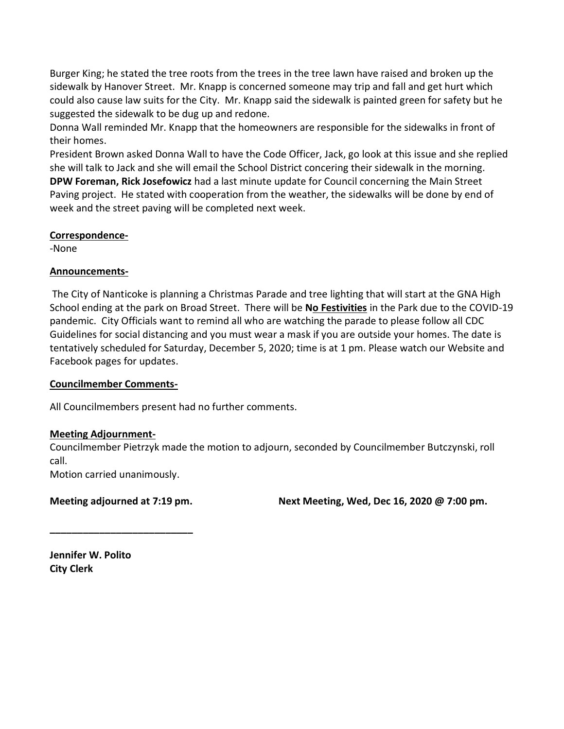Burger King; he stated the tree roots from the trees in the tree lawn have raised and broken up the sidewalk by Hanover Street. Mr. Knapp is concerned someone may trip and fall and get hurt which could also cause law suits for the City. Mr. Knapp said the sidewalk is painted green for safety but he suggested the sidewalk to be dug up and redone.

Donna Wall reminded Mr. Knapp that the homeowners are responsible for the sidewalks in front of their homes.

President Brown asked Donna Wall to have the Code Officer, Jack, go look at this issue and she replied she will talk to Jack and she will email the School District concering their sidewalk in the morning.

**DPW Foreman, Rick Josefowicz** had a last minute update for Council concerning the Main Street Paving project. He stated with cooperation from the weather, the sidewalks will be done by end of week and the street paving will be completed next week.

**Correspondence-**

-None

**Announcements-**

The City of Nanticoke is planning a Christmas Parade and tree lighting that will start at the GNA High School ending at the park on Broad Street. There will be **No Festivities** in the Park due to the COVID-19 pandemic. City Officials want to remind all who are watching the parade to please follow all CDC Guidelines for social distancing and you must wear a mask if you are outside your homes. The date is tentatively scheduled for Saturday, December 5, 2020; time is at 1 pm. Please watch our Website and Facebook pages for updates.

**Councilmember Comments-**

All Councilmembers present had no further comments.

**Meeting Adjournment-**

Councilmember Pietrzyk made the motion to adjourn, seconded by Councilmember Butczynski, roll call.

Motion carried unanimously.

**Meeting adjourned at 7:19 pm.** **Next Meeting, Wed, Dec 16, 2020 @ 7:00 pm.**

__________________________

**Jennifer W. Polito**
**City Clerk**